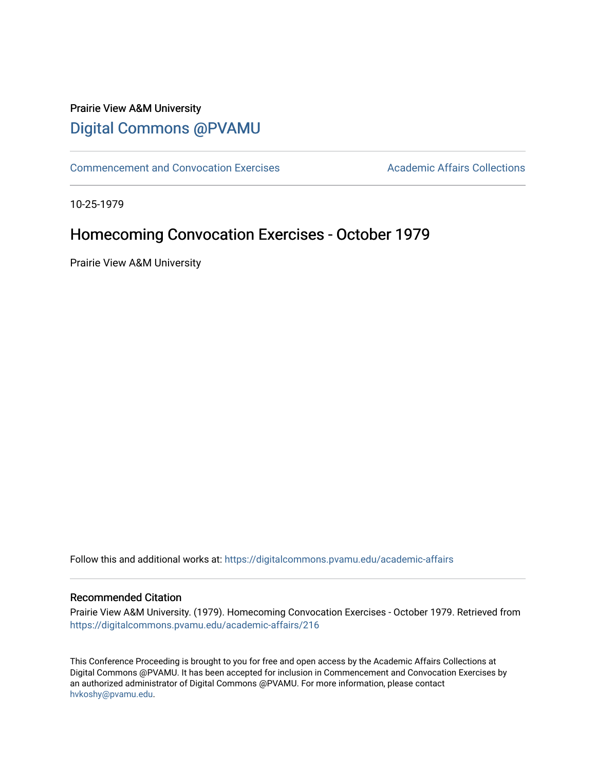Prairie View A&M University

# Digital Commons @PVAMU

Commencement and Convocation Exercises

Academic Affairs Collections

10-25-1979

## Homecoming Convocation Exercises - October 1979

Prairie View A&M University

Follow this and additional works at: https://digitalcommons.pvamu.edu/academic-affairs

### Recommended Citation

Prairie View A&M University. (1979). Homecoming Convocation Exercises - October 1979. Retrieved from https://digitalcommons.pvamu.edu/academic-affairs/216

This Conference Proceeding is brought to you for free and open access by the Academic Affairs Collections at Digital Commons @PVAMU. It has been accepted for inclusion in Commencement and Convocation Exercises by an authorized administrator of Digital Commons @PVAMU. For more information, please contact hvkoshy@pvamu.edu.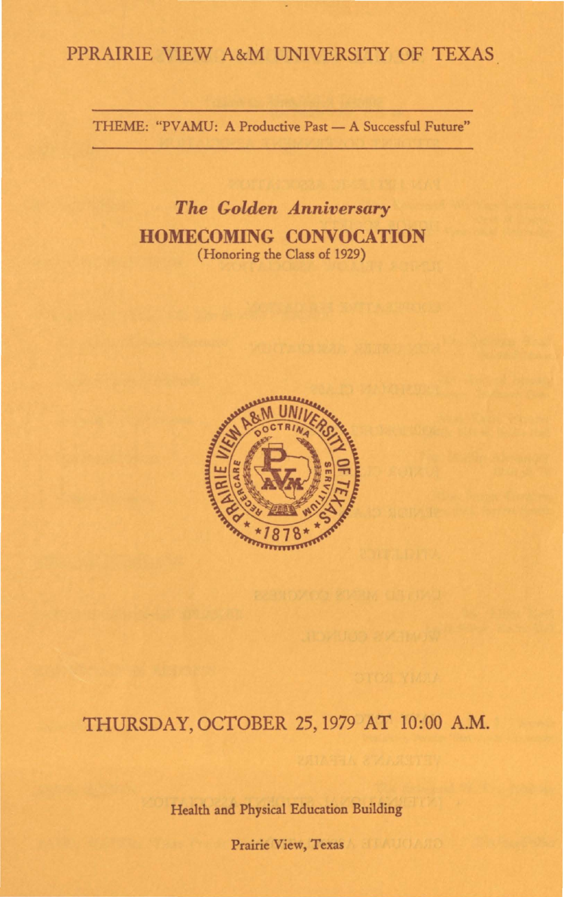# PPRAIRIE VIEW A&M UNIVERSITY OF TEXAS

THEME: "PVAMU: A Productive Past — A Successful Future"

## *The Golden Anniversary*

## HOMECOMING CONVOCATION

(Honoring the Class of 1929)

THURSDAY, OCTOBER 25, 1979 AT 10:00 A.M.

Health and Physical Education Building

Prairie View, Texas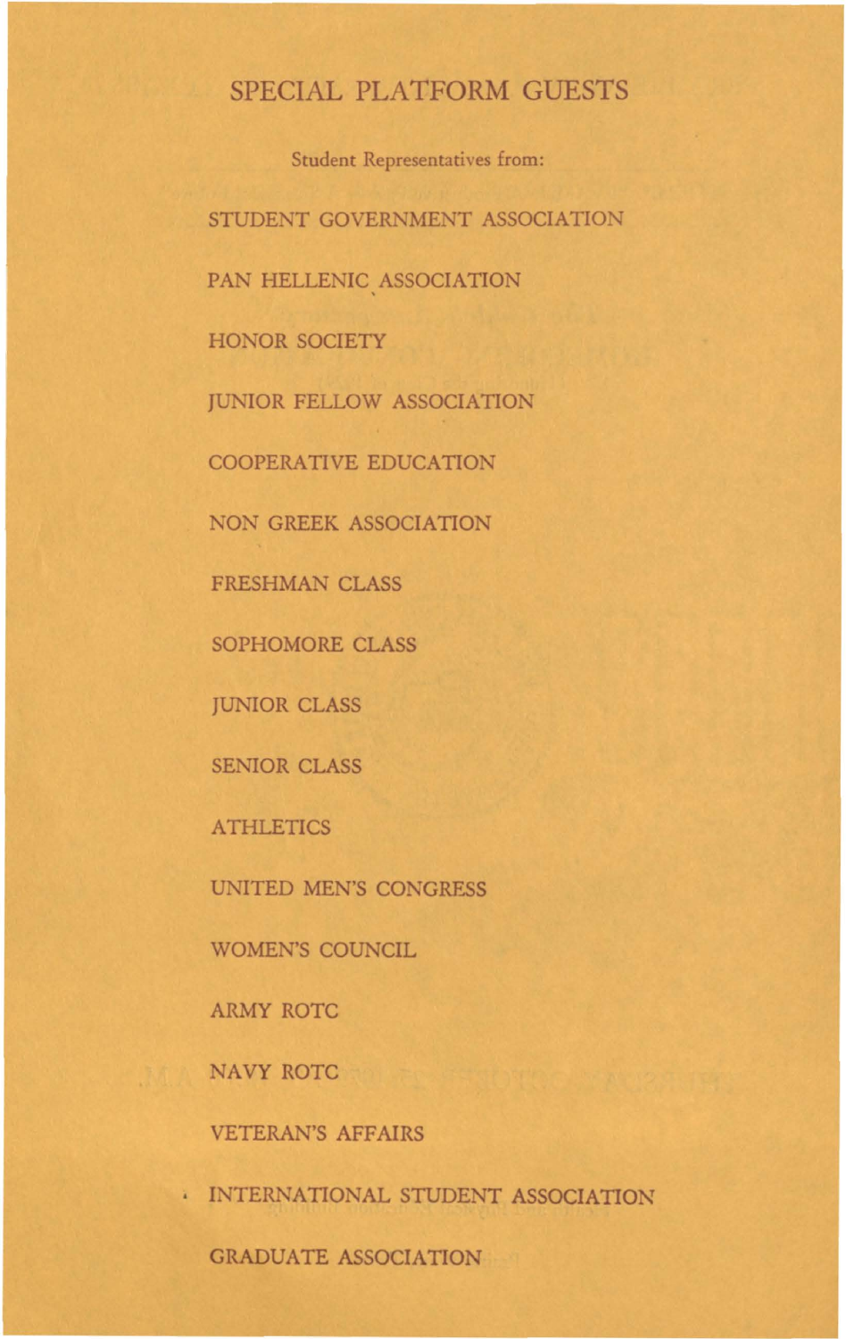# SPECIAL PLATFORM GUESTS

Student Representatives from:

STUDENT GOVERNMENT ASSOCIATION

PAN HELLENIC ASSOCIATION

HONOR SOCIETY

JUNIOR FELLOW ASSOCIATION

COOPERATIVE EDUCATION

NON GREEK ASSOCIATION

FRESHMAN CLASS

SOPHOMORE CLASS

JUNIOR CLASS

SENIOR CLASS

ATHLETICS

UNITED MEN'S CONGRESS

WOMEN'S COUNCIL

ARMY ROTC

NAVY ROTC

VETERAN'S AFFAIRS

INTERNATIONAL STUDENT ASSOCIATION

GRADUATE ASSOCIATION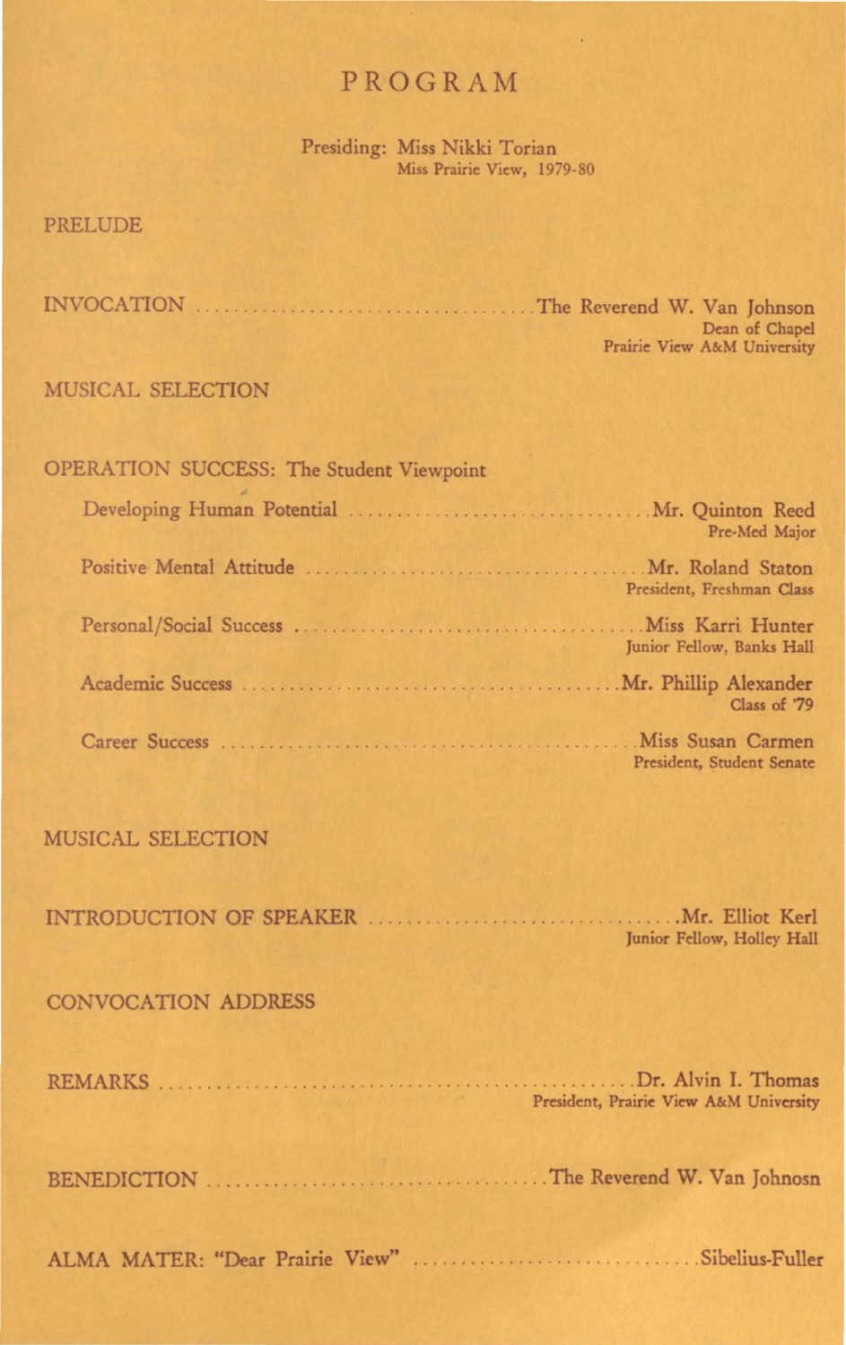# PROGRAM

Presiding: Miss Nikki Torian
Miss Prairie View, 1979-80

PRELUDE

INVOCATION .................................... The Reverend W. Van Johnson
Dean of Chapel
Prairie View A&M University

MUSICAL SELECTION

OPERATION SUCCESS: The Student Viewpoint

Developing Human Potential .................................... Mr. Quinton Reed
Pre-Med Major

Positive Mental Attitude .................................... Mr. Roland Staton
President, Freshman Class

Personal/Social Success .................................... Miss Karri Hunter
Junior Fellow, Banks Hall

Academic Success .................................... Mr. Phillip Alexander
Class of '79

Career Success .................................... Miss Susan Carmen
President, Student Senate

MUSICAL SELECTION

INTRODUCTION OF SPEAKER .................................... Mr. Elliot Kerl
Junior Fellow, Holley Hall

CONVOCATION ADDRESS

REMARKS .................................... Dr. Alvin I. Thomas
President, Prairie View A&M University

BENEDICTION .................................... The Reverend W. Van Johnosn

ALMA MATER: "Dear Prairie View" .................................... Sibelius-Fuller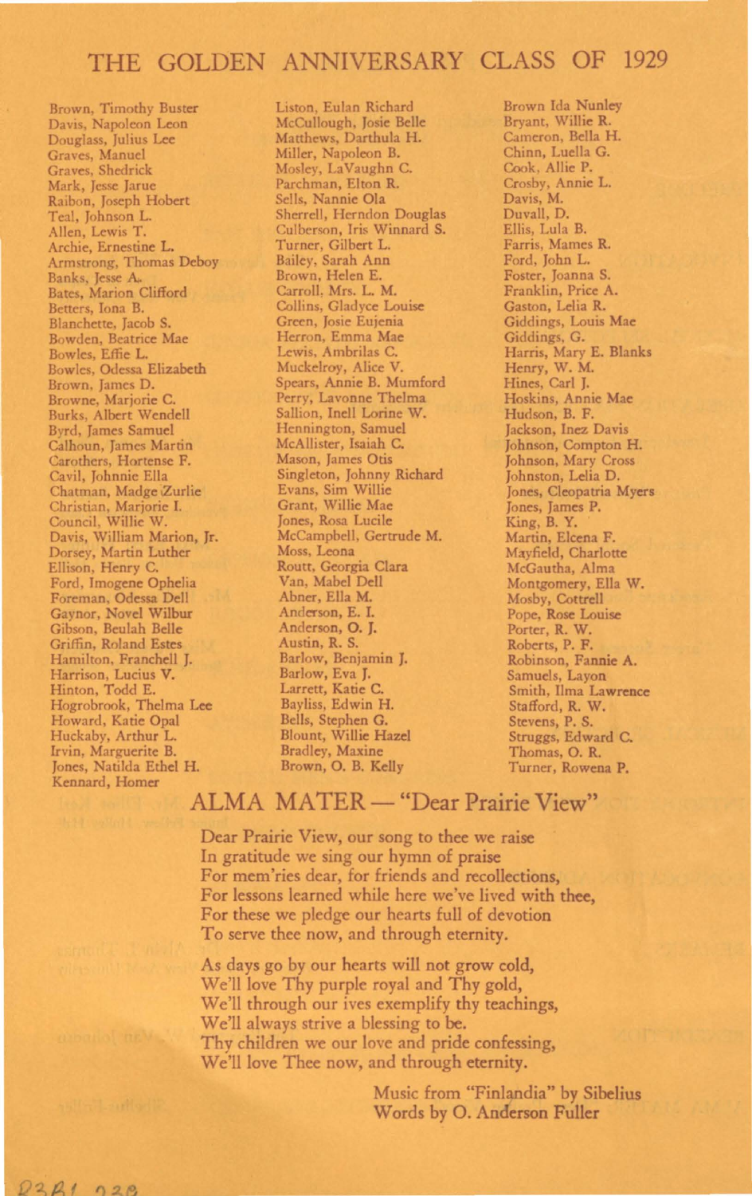# THE GOLDEN ANNIVERSARY CLASS OF 1929

Brown, Timothy Buster
Davis, Napoleon Leon
Douglass, Julius Lee
Graves, Manuel
Graves, Shedrick
Mark, Jesse Jarue
Raibon, Joseph Hobert
Teal, Johnson L.
Allen, Lewis T.
Archie, Ernestine L.
Armstrong, Thomas Deboy
Banks, Jesse A.
Bates, Marion Clifford
Betters, Iona B.
Blanchette, Jacob S.
Bowden, Beatrice Mae
Bowles, Effie L.
Bowles, Odessa Elizabeth
Brown, James D.
Browne, Marjorie C.
Burks, Albert Wendell
Byrd, James Samuel
Calhoun, James Martin
Carothers, Hortense F.
Cavil, Johnnie Ella
Chatman, Madge Zurlie
Christian, Marjorie I.
Council, Willie W.
Davis, William Marion, Jr.
Dorsey, Martin Luther
Ellison, Henry C.
Ford, Imogene Ophelia
Foreman, Odessa Dell
Gaynor, Novel Wilbur
Gibson, Beulah Belle
Griffin, Roland Estes
Hamilton, Franchell J.
Harrison, Lucius V.
Hinton, Todd E.
Hogrobrook, Thelma Lee
Howard, Katie Opal
Huckaby, Arthur L.
Irvin, Marguerite B.
Jones, Natilda Ethel H.
Kennard, Homer

Liston, Eulan Richard
McCullough, Josie Belle
Matthews, Darthula H.
Miller, Napoleon B.
Mosley, LaVaughn C.
Parchman, Elton R.
Sells, Nannie Ola
Sherrell, Herndon Douglas
Culberson, Iris Winnard S.
Turner, Gilbert L.
Bailey, Sarah Ann
Brown, Helen E.
Carroll, Mrs. L. M.
Collins, Gladyce Louise
Green, Josie Eujenia
Herron, Emma Mae
Lewis, Ambrilas C.
Muckelroy, Alice V.
Spears, Annie B. Mumford
Perry, Lavonne Thelma
Sallion, Inell Lorine W.
Hennington, Samuel
McAllister, Isaiah C.
Mason, James Otis
Singleton, Johnny Richard
Evans, Sim Willie
Grant, Willie Mae
Jones, Rosa Lucile
McCampbell, Gertrude M.
Moss, Leona
Routt, Georgia Clara
Van, Mabel Dell
Abner, Ella M.
Anderson, E. I.
Anderson, O. J.
Austin, R. S.
Barlow, Benjamin J.
Barlow, Eva J.
Larrett, Katie C.
Bayliss, Edwin H.
Bells, Stephen G.
Blount, Willie Hazel
Bradley, Maxine
Brown, O. B. Kelly

Brown Ida Nunley
Bryant, Willie R.
Cameron, Bella H.
Chinn, Luella G.
Cook, Allie P.
Crosby, Annie L.
Davis, M.
Duvall, D.
Ellis, Lula B.
Farris, Mames R.
Ford, John L.
Foster, Joanna S.
Franklin, Price A.
Gaston, Lelia R.
Giddings, Louis Mae
Giddings, G.
Harris, Mary E. Blanks
Henry, W. M.
Hines, Carl J.
Hoskins, Annie Mae
Hudson, B. F.
Jackson, Inez Davis
Johnson, Compton H.
Johnson, Mary Cross
Johnston, Lelia D.
Jones, Cleopatria Myers
Jones, James P.
King, B. Y.
Martin, Elcena F.
Mayfield, Charlotte
McGautha, Alma
Montgomery, Ella W.
Mosby, Cottrell
Pope, Rose Louise
Porter, R. W.
Roberts, P. F.
Robinson, Fannie A.
Samuels, Layon
Smith, Ilma Lawrence
Stafford, R. W.
Stevens, P. S.
Struggs, Edward C.
Thomas, O. R.
Turner, Rowena P.

## ALMA MATER — "Dear Prairie View"

Dear Prairie View, our song to thee we raise
In gratitude we sing our hymn of praise
For mem'ries dear, for friends and recollections,
For lessons learned while here we've lived with thee,
For these we pledge our hearts full of devotion
To serve thee now, and through eternity.

As days go by our hearts will not grow cold,
We'll love Thy purple royal and Thy gold,
We'll through our ives exemplify thy teachings,
We'll always strive a blessing to be.
Thy children we our love and pride confessing,
We'll love Thee now, and through eternity.

Music from "Finlandia" by Sibelius
Words by O. Anderson Fuller